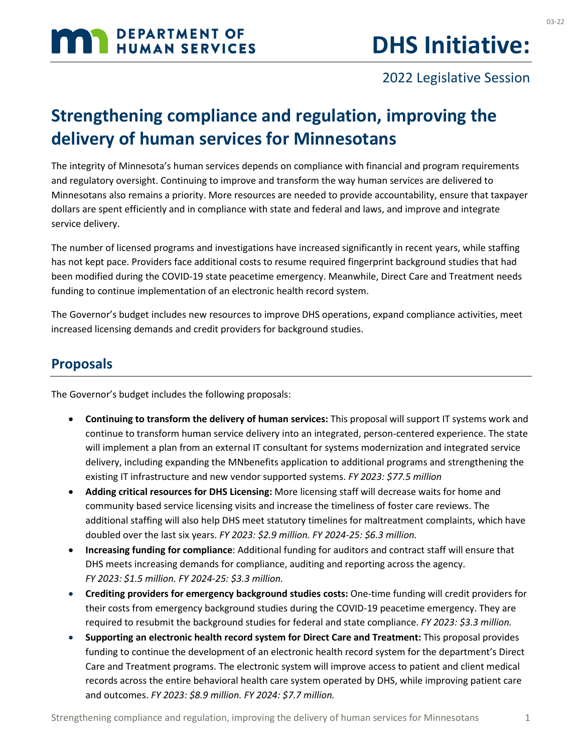# DHS Initiative:

2022 Legislative Session

## Strengthening compliance and regulation, improving the delivery of human services for Minnesotans

The integrity of Minnesota's human services depends on compliance with financial and program requirements and regulatory oversight. Continuing to improve and transform the way human services are delivered to Minnesotans also remains a priority. More resources are needed to provide accountability, ensure that taxpayer dollars are spent efficiently and in compliance with state and federal and laws, and improve and integrate service delivery.

The number of licensed programs and investigations have increased significantly in recent years, while staffing has not kept pace. Providers face additional costs to resume required fingerprint background studies that had been modified during the COVID-19 state peacetime emergency. Meanwhile, Direct Care and Treatment needs funding to continue implementation of an electronic health record system.

The Governor's budget includes new resources to improve DHS operations, expand compliance activities, meet increased licensing demands and credit providers for background studies.

## Proposals

The Governor's budget includes the following proposals:

- **Continuing to transform the delivery of human services:** This proposal will support IT systems work and continue to transform human service delivery into an integrated, person-centered experience. The state will implement a plan from an external IT consultant for systems modernization and integrated service delivery, including expanding the MNbenefits application to additional programs and strengthening the existing IT infrastructure and new vendor supported systems. *FY 2023: $77.5 million*
- **Adding critical resources for DHS Licensing:** More licensing staff will decrease waits for home and community based service licensing visits and increase the timeliness of foster care reviews. The additional staffing will also help DHS meet statutory timelines for maltreatment complaints, which have doubled over the last six years. *FY 2023: $2.9 million. FY 2024-25: $6.3 million.*
- **Increasing funding for compliance**: Additional funding for auditors and contract staff will ensure that DHS meets increasing demands for compliance, auditing and reporting across the agency. *FY 2023: $1.5 million. FY 2024-25: $3.3 million.*
- **Crediting providers for emergency background studies costs:** One-time funding will credit providers for their costs from emergency background studies during the COVID-19 peacetime emergency. They are required to resubmit the background studies for federal and state compliance. *FY 2023: $3.3 million.*
- **Supporting an electronic health record system for Direct Care and Treatment:** This proposal provides funding to continue the development of an electronic health record system for the department's Direct Care and Treatment programs. The electronic system will improve access to patient and client medical records across the entire behavioral health care system operated by DHS, while improving patient care and outcomes. *FY 2023: $8.9 million. FY 2024: $7.7 million.*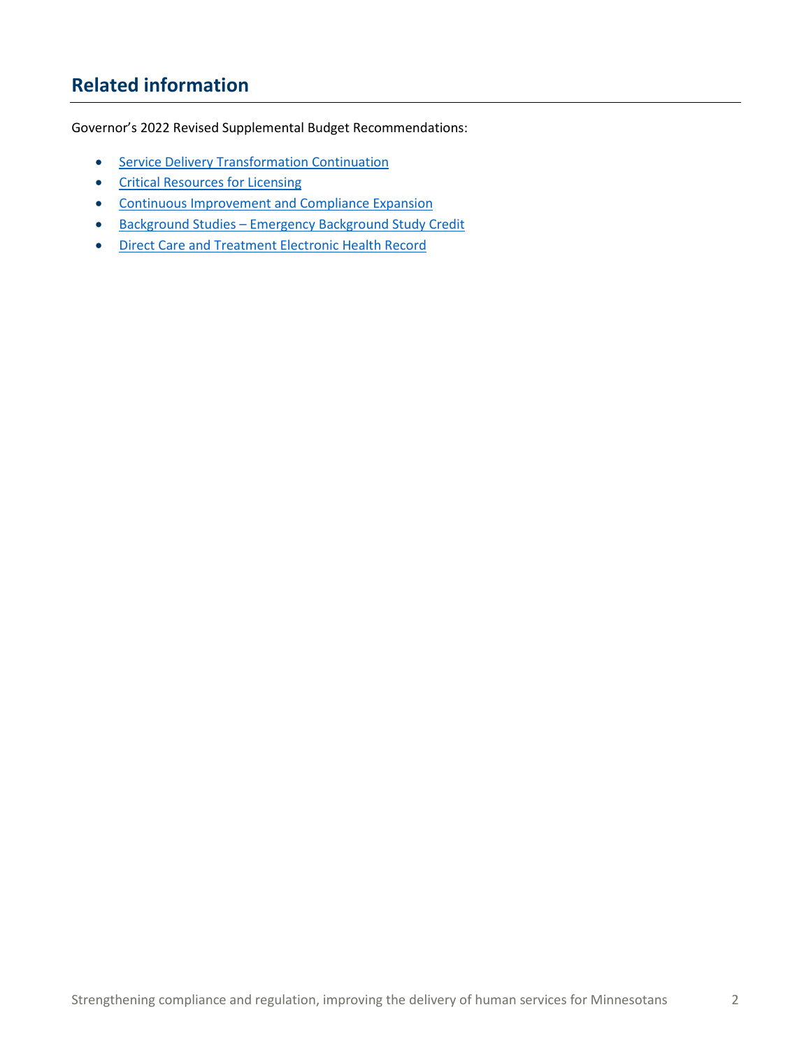## Related information

Governor's 2022 Revised Supplemental Budget Recommendations:

- Service Delivery Transformation Continuation
- Critical Resources for Licensing
- Continuous Improvement and Compliance Expansion
- Background Studies – Emergency Background Study Credit
- Direct Care and Treatment Electronic Health Record